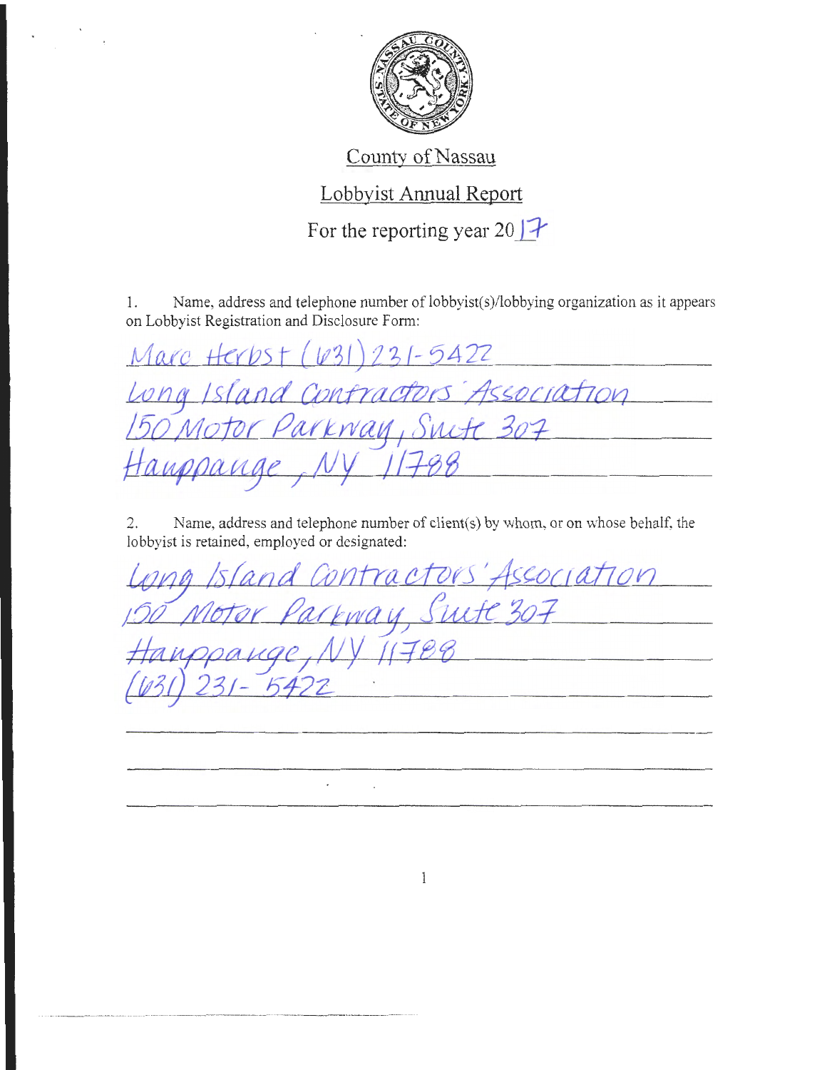# County of Nassau

## Lobbyist Annual Report

For the reporting year 2017

1. Name, address and telephone number of lobbyist(s)/lobbying organization as it appears on Lobbyist Registration and Disclosure Form:

Marc Herbst (631) 231-5422
Long Island Contractors' Association
150 Motor Parkway, Suite 307
Hauppauge, NY 11788

2. Name, address and telephone number of client(s) by whom, or on whose behalf, the lobbyist is retained, employed or designated:

Long Island Contractors' Association
150 Motor Parkway, Suite 307
Hauppauge, NY 11788
(631) 231-5422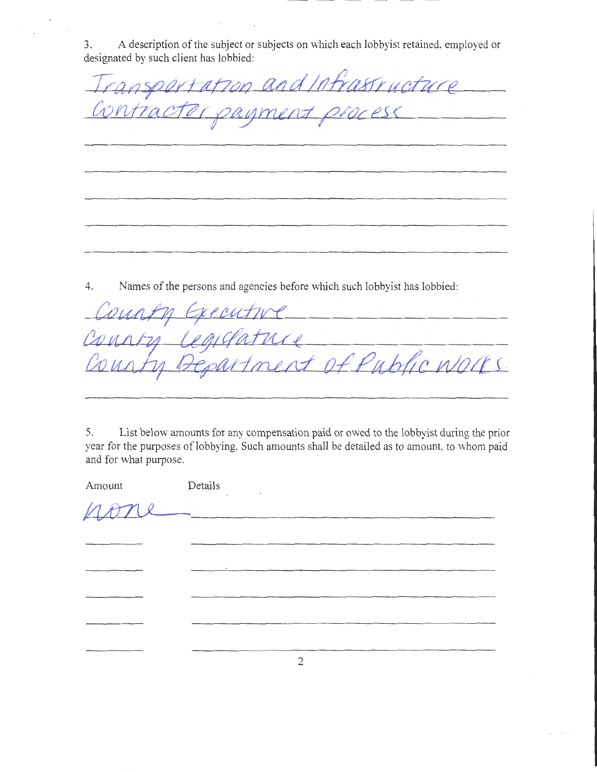3. A description of the subject or subjects on which each lobbyist retained, employed or designated by such client has lobbied:

Transportation and Infrastructure
Contractor payment process

4. Names of the persons and agencies before which such lobbyist has lobbied:

County Executive
County Legislature
County Department of Public Works

5. List below amounts for any compensation paid or owed to the lobbyist during the prior year for the purposes of lobbying. Such amounts shall be detailed as to amount, to whom paid and for what purpose.

| Amount | Details |
| --- | --- |
| none | |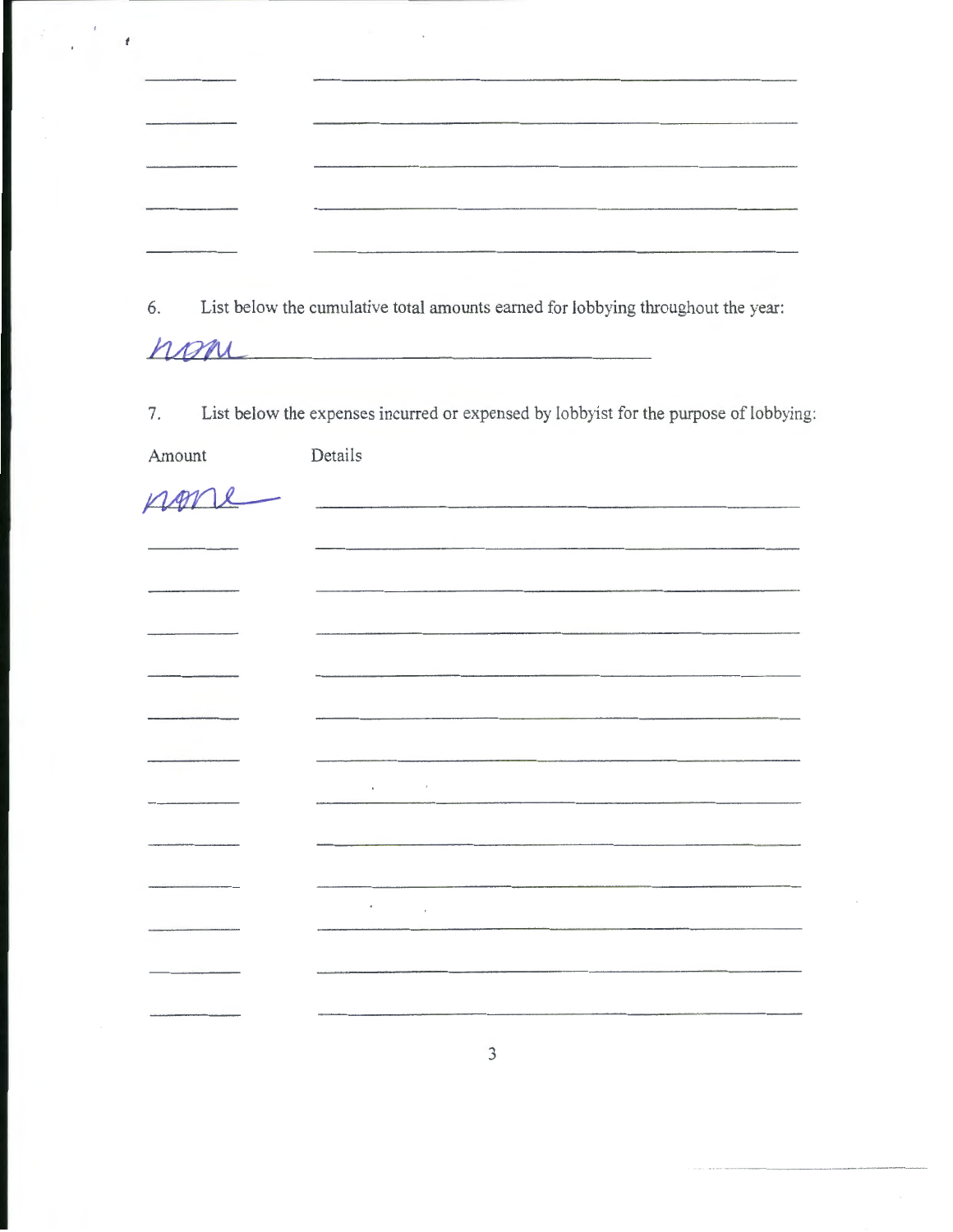6. List below the cumulative total amounts earned for lobbying throughout the year:

none

7. List below the expenses incurred or expensed by lobbyist for the purpose of lobbying:

| Amount | Details |
|---|---|
| none | |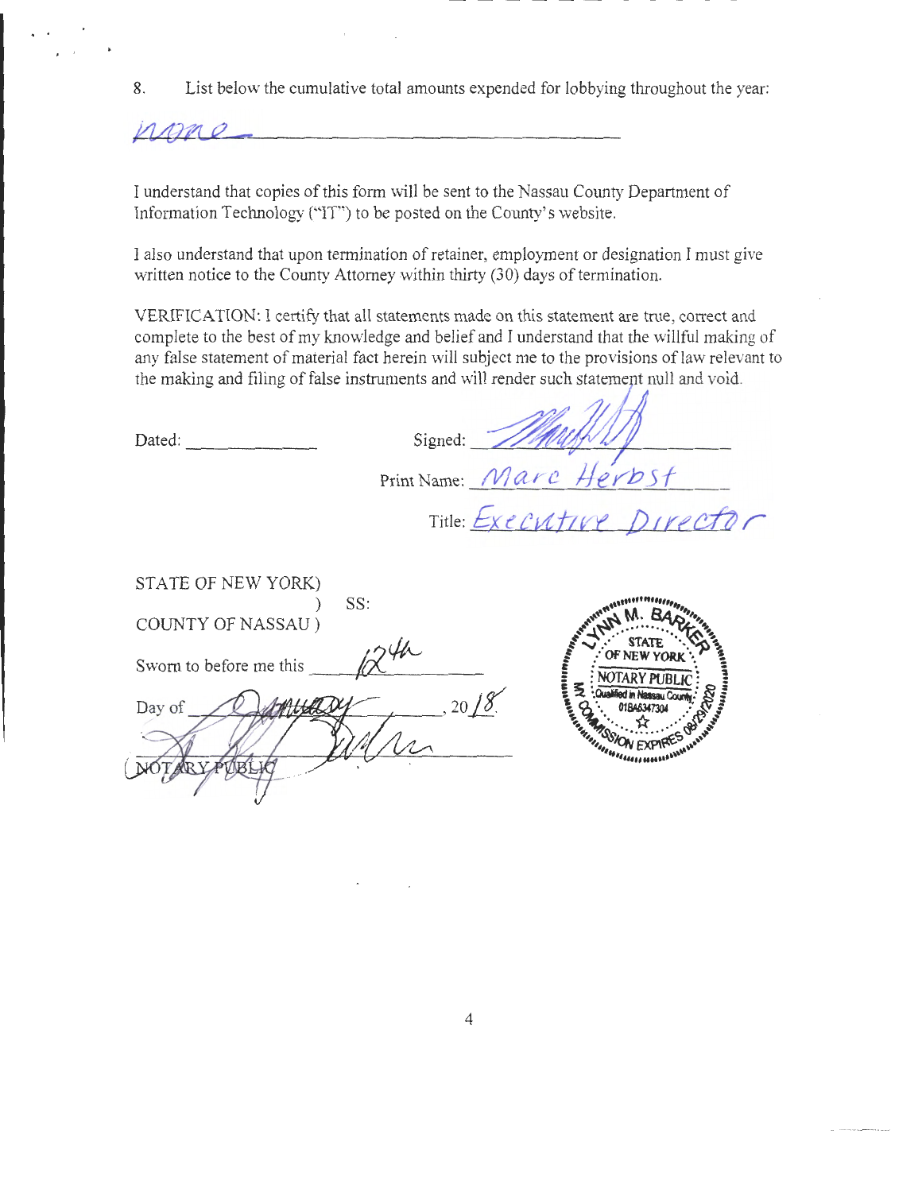8. List below the cumulative total amounts expended for lobbying throughout the year:

none

I understand that copies of this form will be sent to the Nassau County Department of Information Technology ("IT") to be posted on the County's website.

I also understand that upon termination of retainer, employment or designation I must give written notice to the County Attorney within thirty (30) days of termination.

VERIFICATION: I certify that all statements made on this statement are true, correct and complete to the best of my knowledge and belief and I understand that the willful making of any false statement of material fact herein will subject me to the provisions of law relevant to the making and filing of false instruments and will render such statement null and void.

Dated: ______________

Signed: [signature]

Print Name: Marc Herbst

Title: Executive Director

STATE OF NEW YORK)
) SS:
COUNTY OF NASSAU )

Sworn to before me this 12th

Day of January, 2018

[signature]
NOTARY PUBLIC

LYNN M. BARKER
STATE OF NEW YORK
NOTARY PUBLIC
Qualified in Nassau County
01BA6347304
MY COMMISSION EXPIRES 08/29/2020